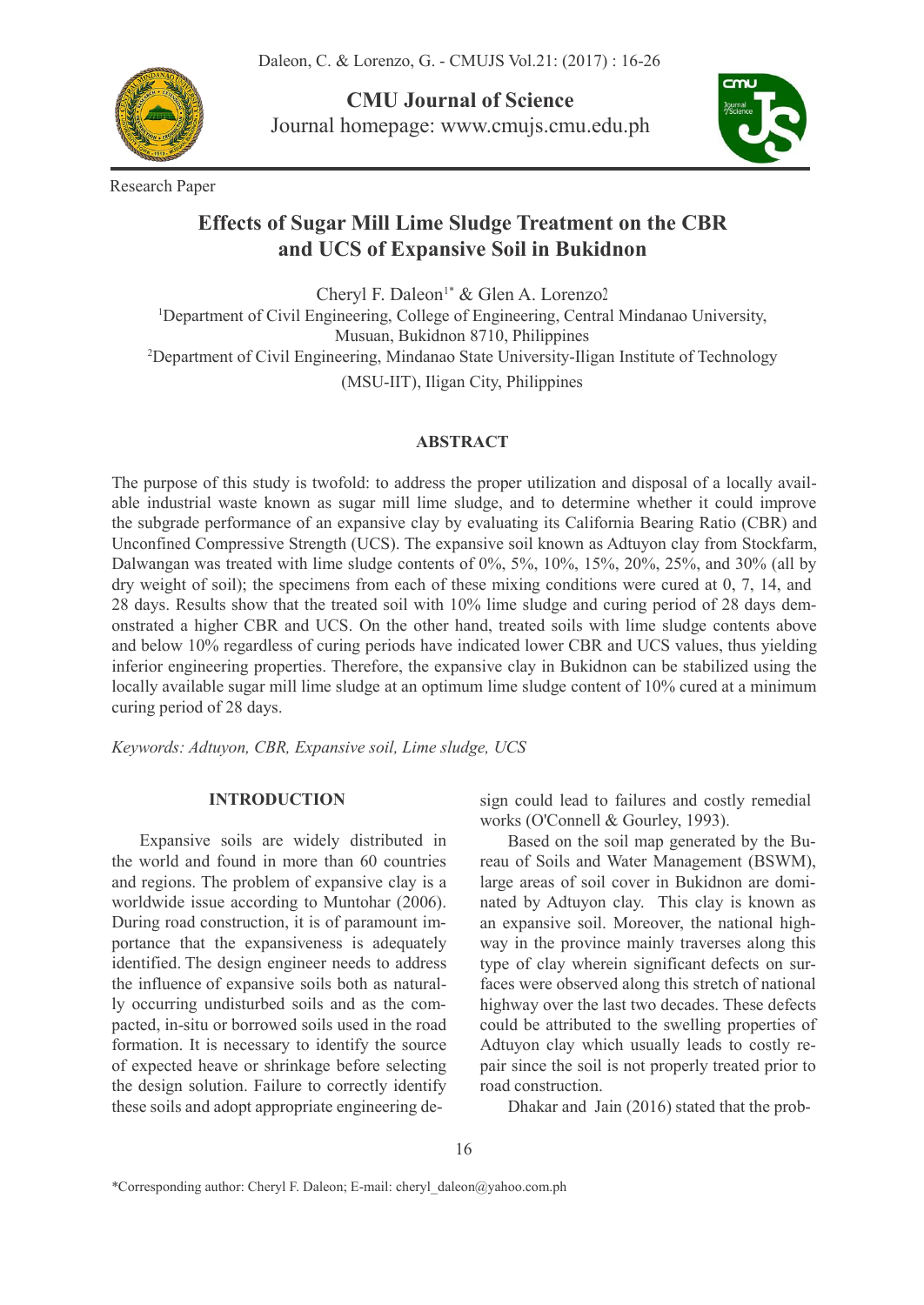Research Paper

# Effects of Sugar Mill Lime Sludge Treatment on the CBR and UCS of Expansive Soil in Bukidnon

Cheryl F. Daleon[1*] & Glen A. Lorenzo[2]

[1]Department of Civil Engineering, College of Engineering, Central Mindanao University, Musuan, Bukidnon 8710, Philippines

[2]Department of Civil Engineering, Mindanao State University-Iligan Institute of Technology (MSU-IIT), Iligan City, Philippines

## ABSTRACT

The purpose of this study is twofold: to address the proper utilization and disposal of a locally available industrial waste known as sugar mill lime sludge, and to determine whether it could improve the subgrade performance of an expansive clay by evaluating its California Bearing Ratio (CBR) and Unconfined Compressive Strength (UCS). The expansive soil known as Adtuyon clay from Stockfarm, Dalwangan was treated with lime sludge contents of 0%, 5%, 10%, 15%, 20%, 25%, and 30% (all by dry weight of soil); the specimens from each of these mixing conditions were cured at 0, 7, 14, and 28 days. Results show that the treated soil with 10% lime sludge and curing period of 28 days demonstrated a higher CBR and UCS. On the other hand, treated soils with lime sludge contents above and below 10% regardless of curing periods have indicated lower CBR and UCS values, thus yielding inferior engineering properties. Therefore, the expansive clay in Bukidnon can be stabilized using the locally available sugar mill lime sludge at an optimum lime sludge content of 10% cured at a minimum curing period of 28 days.

*Keywords: Adtuyon, CBR, Expansive soil, Lime sludge, UCS*

## INTRODUCTION

Expansive soils are widely distributed in the world and found in more than 60 countries and regions. The problem of expansive clay is a worldwide issue according to Muntohar (2006). During road construction, it is of paramount importance that the expansiveness is adequately identified. The design engineer needs to address the influence of expansive soils both as naturally occurring undisturbed soils and as the compacted, in-situ or borrowed soils used in the road formation. It is necessary to identify the source of expected heave or shrinkage before selecting the design solution. Failure to correctly identify these soils and adopt appropriate engineering design could lead to failures and costly remedial works (O'Connell & Gourley, 1993).

Based on the soil map generated by the Bureau of Soils and Water Management (BSWM), large areas of soil cover in Bukidnon are dominated by Adtuyon clay. This clay is known as an expansive soil. Moreover, the national highway in the province mainly traverses along this type of clay wherein significant defects on surfaces were observed along this stretch of national highway over the last two decades. These defects could be attributed to the swelling properties of Adtuyon clay which usually leads to costly repair since the soil is not properly treated prior to road construction.

Dhakar and Jain (2016) stated that the prob-

*Corresponding author: Cheryl F. Daleon; E-mail: cheryl_daleon@yahoo.com.ph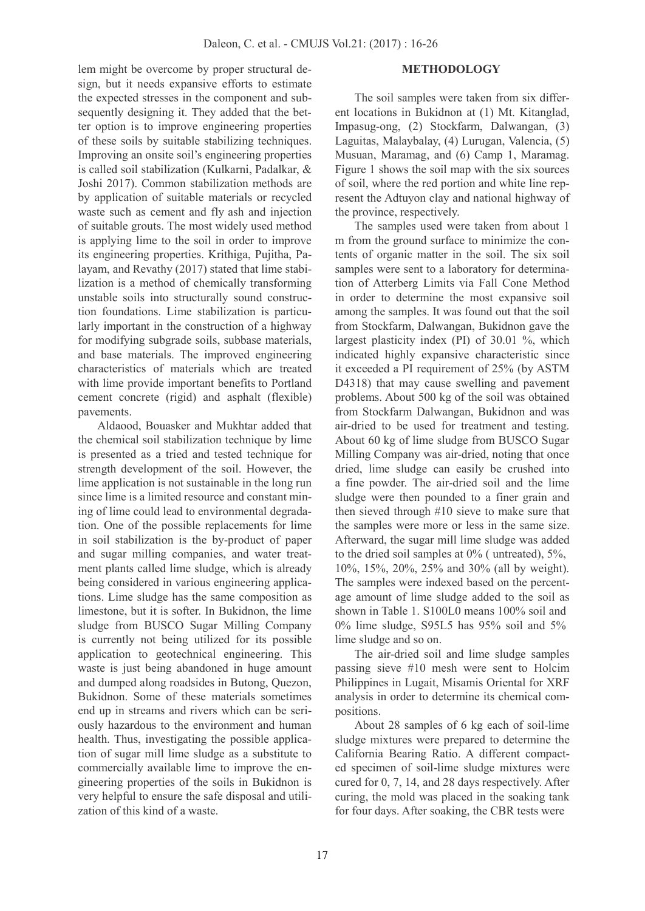lem might be overcome by proper structural design, but it needs expansive efforts to estimate the expected stresses in the component and subsequently designing it. They added that the better option is to improve engineering properties of these soils by suitable stabilizing techniques. Improving an onsite soil's engineering properties is called soil stabilization (Kulkarni, Padalkar, & Joshi 2017). Common stabilization methods are by application of suitable materials or recycled waste such as cement and fly ash and injection of suitable grouts. The most widely used method is applying lime to the soil in order to improve its engineering properties. Krithiga, Pujitha, Palayam, and Revathy (2017) stated that lime stabilization is a method of chemically transforming unstable soils into structurally sound construction foundations. Lime stabilization is particularly important in the construction of a highway for modifying subgrade soils, subbase materials, and base materials. The improved engineering characteristics of materials which are treated with lime provide important benefits to Portland cement concrete (rigid) and asphalt (flexible) pavements.

Aldaood, Bouasker and Mukhtar added that the chemical soil stabilization technique by lime is presented as a tried and tested technique for strength development of the soil. However, the lime application is not sustainable in the long run since lime is a limited resource and constant mining of lime could lead to environmental degradation. One of the possible replacements for lime in soil stabilization is the by-product of paper and sugar milling companies, and water treatment plants called lime sludge, which is already being considered in various engineering applications. Lime sludge has the same composition as limestone, but it is softer. In Bukidnon, the lime sludge from BUSCO Sugar Milling Company is currently not being utilized for its possible application to geotechnical engineering. This waste is just being abandoned in huge amount and dumped along roadsides in Butong, Quezon, Bukidnon. Some of these materials sometimes end up in streams and rivers which can be seriously hazardous to the environment and human health. Thus, investigating the possible application of sugar mill lime sludge as a substitute to commercially available lime to improve the engineering properties of the soils in Bukidnon is very helpful to ensure the safe disposal and utilization of this kind of a waste.

## METHODOLOGY

The soil samples were taken from six different locations in Bukidnon at (1) Mt. Kitanglad, Impasug-ong, (2) Stockfarm, Dalwangan, (3) Laguitas, Malaybalay, (4) Lurugan, Valencia, (5) Musuan, Maramag, and (6) Camp 1, Maramag. Figure 1 shows the soil map with the six sources of soil, where the red portion and white line represent the Adtuyon clay and national highway of the province, respectively.

The samples used were taken from about 1 m from the ground surface to minimize the contents of organic matter in the soil. The six soil samples were sent to a laboratory for determination of Atterberg Limits via Fall Cone Method in order to determine the most expansive soil among the samples. It was found out that the soil from Stockfarm, Dalwangan, Bukidnon gave the largest plasticity index (PI) of 30.01 %, which indicated highly expansive characteristic since it exceeded a PI requirement of 25% (by ASTM D4318) that may cause swelling and pavement problems. About 500 kg of the soil was obtained from Stockfarm Dalwangan, Bukidnon and was air-dried to be used for treatment and testing. About 60 kg of lime sludge from BUSCO Sugar Milling Company was air-dried, noting that once dried, lime sludge can easily be crushed into a fine powder. The air-dried soil and the lime sludge were then pounded to a finer grain and then sieved through #10 sieve to make sure that the samples were more or less in the same size. Afterward, the sugar mill lime sludge was added to the dried soil samples at 0% ( untreated), 5%, 10%, 15%, 20%, 25% and 30% (all by weight). The samples were indexed based on the percentage amount of lime sludge added to the soil as shown in Table 1. S100L0 means 100% soil and 0% lime sludge, S95L5 has 95% soil and 5% lime sludge and so on.

The air-dried soil and lime sludge samples passing sieve #10 mesh were sent to Holcim Philippines in Lugait, Misamis Oriental for XRF analysis in order to determine its chemical compositions.

About 28 samples of 6 kg each of soil-lime sludge mixtures were prepared to determine the California Bearing Ratio. A different compacted specimen of soil-lime sludge mixtures were cured for 0, 7, 14, and 28 days respectively. After curing, the mold was placed in the soaking tank for four days. After soaking, the CBR tests were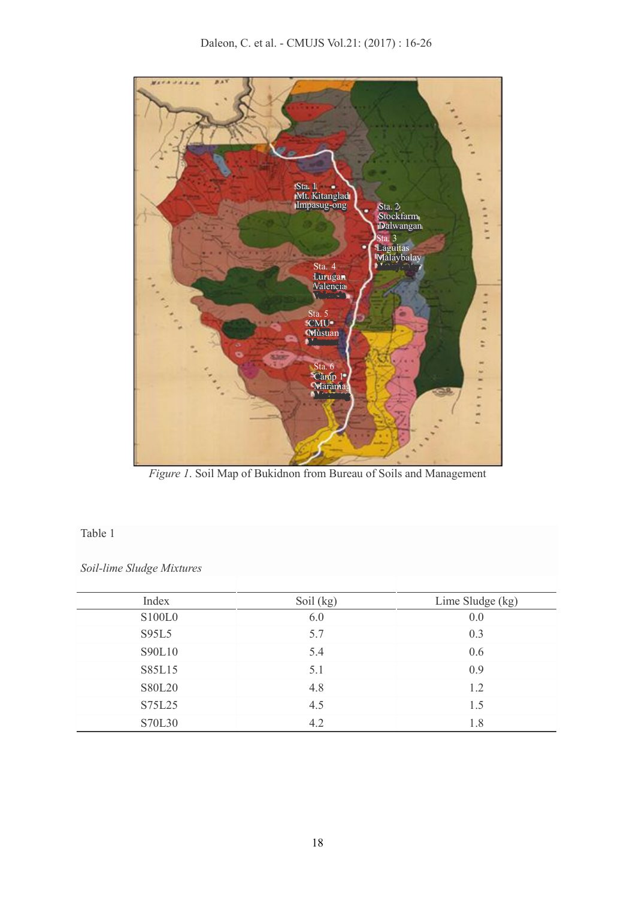*Figure 1*. Soil Map of Bukidnon from Bureau of Soils and Management

Table 1

*Soil-lime Sludge Mixtures*

| Index | Soil (kg) | Lime Sludge (kg) |
|---|---|---|
| S100L0 | 6.0 | 0.0 |
| S95L5 | 5.7 | 0.3 |
| S90L10 | 5.4 | 0.6 |
| S85L15 | 5.1 | 0.9 |
| S80L20 | 4.8 | 1.2 |
| S75L25 | 4.5 | 1.5 |
| S70L30 | 4.2 | 1.8 |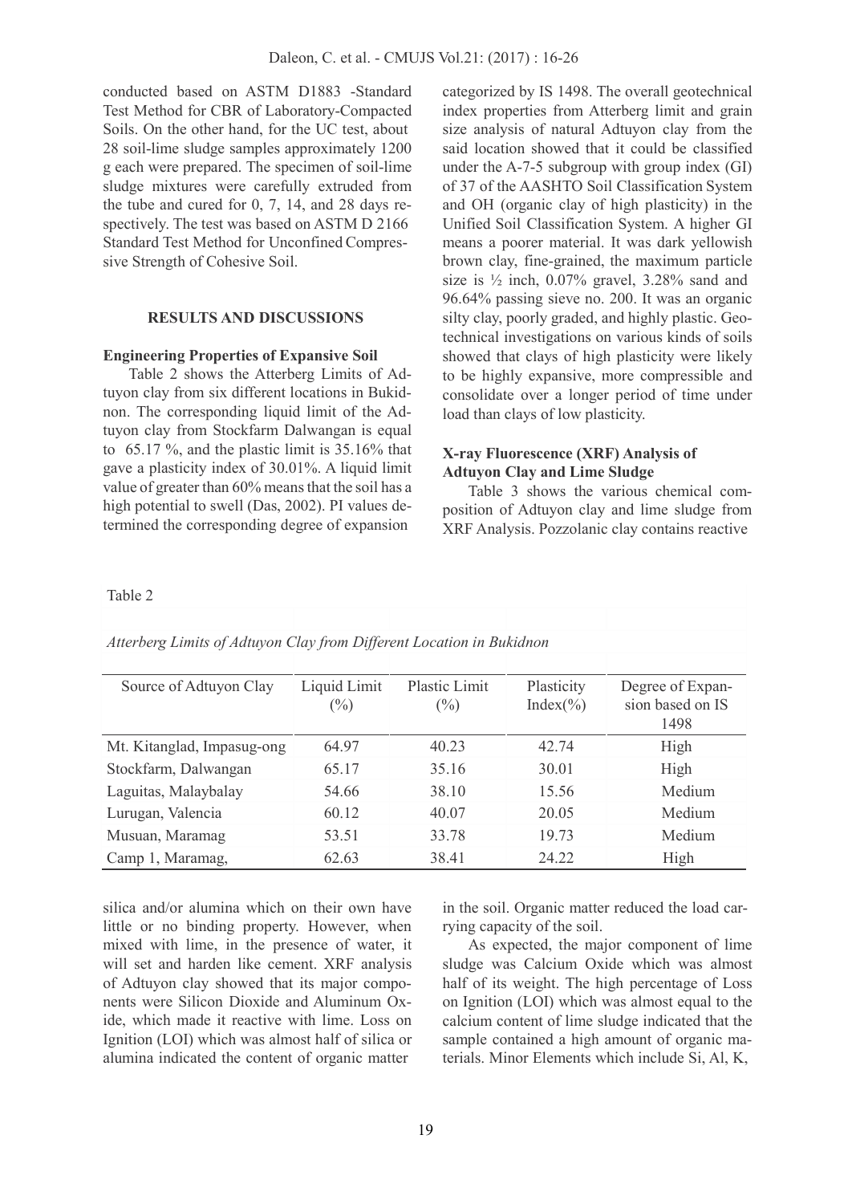conducted based on ASTM D1883 -Standard Test Method for CBR of Laboratory-Compacted Soils. On the other hand, for the UC test, about 28 soil-lime sludge samples approximately 1200 g each were prepared. The specimen of soil-lime sludge mixtures were carefully extruded from the tube and cured for 0, 7, 14, and 28 days respectively. The test was based on ASTM D 2166 Standard Test Method for Unconfined Compressive Strength of Cohesive Soil.

## RESULTS AND DISCUSSIONS

### Engineering Properties of Expansive Soil

Table 2 shows the Atterberg Limits of Adtuyon clay from six different locations in Bukidnon. The corresponding liquid limit of the Adtuyon clay from Stockfarm Dalwangan is equal to 65.17 %, and the plastic limit is 35.16% that gave a plasticity index of 30.01%. A liquid limit value of greater than 60% means that the soil has a high potential to swell (Das, 2002). PI values determined the corresponding degree of expansion categorized by IS 1498. The overall geotechnical index properties from Atterberg limit and grain size analysis of natural Adtuyon clay from the said location showed that it could be classified under the A-7-5 subgroup with group index (GI) of 37 of the AASHTO Soil Classification System and OH (organic clay of high plasticity) in the Unified Soil Classification System. A higher GI means a poorer material. It was dark yellowish brown clay, fine-grained, the maximum particle size is ½ inch, 0.07% gravel, 3.28% sand and 96.64% passing sieve no. 200. It was an organic silty clay, poorly graded, and highly plastic. Geotechnical investigations on various kinds of soils showed that clays of high plasticity were likely to be highly expansive, more compressible and consolidate over a longer period of time under load than clays of low plasticity.

### X-ray Fluorescence (XRF) Analysis of Adtuyon Clay and Lime Sludge

Table 3 shows the various chemical composition of Adtuyon clay and lime sludge from XRF Analysis. Pozzolanic clay contains reactive silica and/or alumina which on their own have little or no binding property. However, when mixed with lime, in the presence of water, it will set and harden like cement. XRF analysis of Adtuyon clay showed that its major components were Silicon Dioxide and Aluminum Oxide, which made it reactive with lime. Loss on Ignition (LOI) which was almost half of silica or alumina indicated the content of organic matter in the soil. Organic matter reduced the load carrying capacity of the soil.

As expected, the major component of lime sludge was Calcium Oxide which was almost half of its weight. The high percentage of Loss on Ignition (LOI) which was almost equal to the calcium content of lime sludge indicated that the sample contained a high amount of organic materials. Minor Elements which include Si, Al, K,

Table 2

*Atterberg Limits of Adtuyon Clay from Different Location in Bukidnon*

| Source of Adtuyon Clay | Liquid Limit (%) | Plastic Limit (%) | Plasticity Index(%) | Degree of Expansion based on IS 1498 |
|---|---|---|---|---|
| Mt. Kitanglad, Impasug-ong | 64.97 | 40.23 | 42.74 | High |
| Stockfarm, Dalwangan | 65.17 | 35.16 | 30.01 | High |
| Laguitas, Malaybalay | 54.66 | 38.10 | 15.56 | Medium |
| Lurugan, Valencia | 60.12 | 40.07 | 20.05 | Medium |
| Musuan, Maramag | 53.51 | 33.78 | 19.73 | Medium |
| Camp 1, Maramag, | 62.63 | 38.41 | 24.22 | High |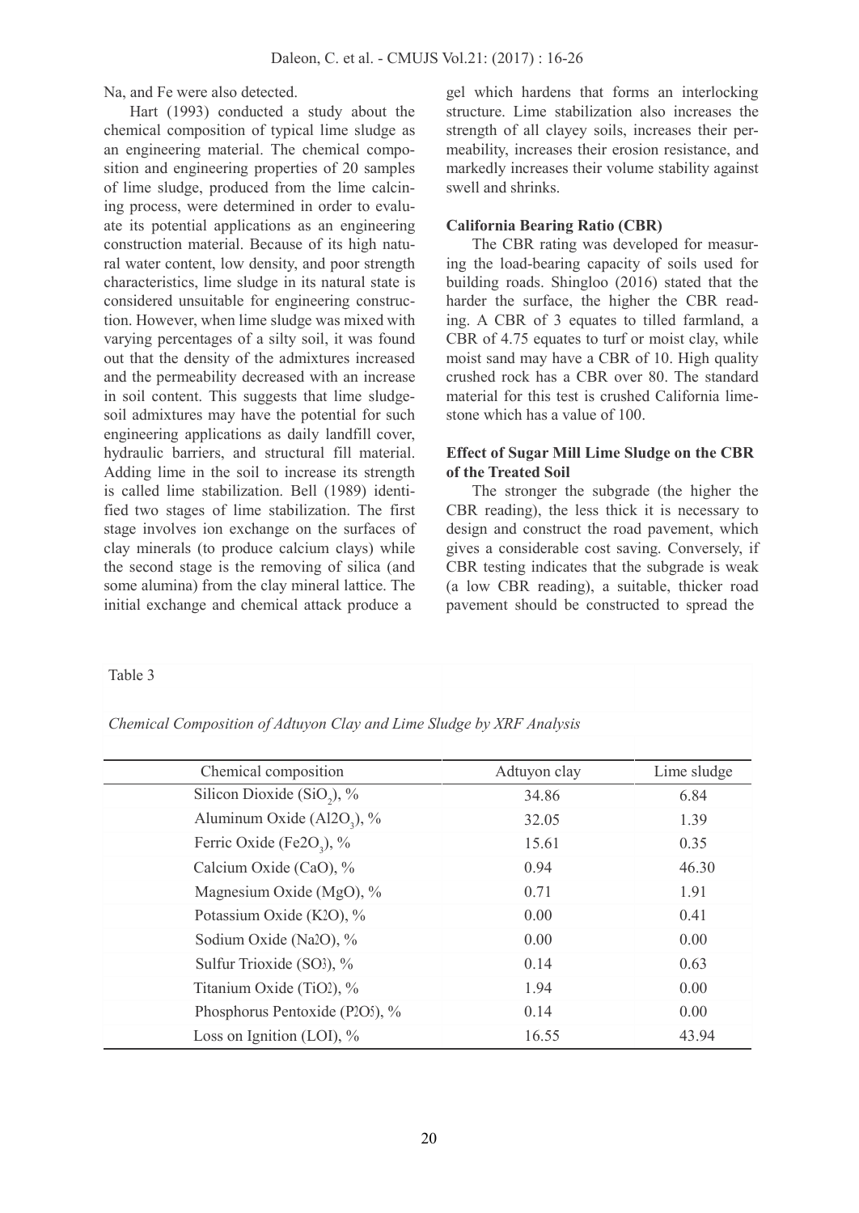Na, and Fe were also detected.

Hart (1993) conducted a study about the chemical composition of typical lime sludge as an engineering material. The chemical composition and engineering properties of 20 samples of lime sludge, produced from the lime calcining process, were determined in order to evaluate its potential applications as an engineering construction material. Because of its high natural water content, low density, and poor strength characteristics, lime sludge in its natural state is considered unsuitable for engineering construction. However, when lime sludge was mixed with varying percentages of a silty soil, it was found out that the density of the admixtures increased and the permeability decreased with an increase in soil content. This suggests that lime sludge-soil admixtures may have the potential for such engineering applications as daily landfill cover, hydraulic barriers, and structural fill material. Adding lime in the soil to increase its strength is called lime stabilization. Bell (1989) identified two stages of lime stabilization. The first stage involves ion exchange on the surfaces of clay minerals (to produce calcium clays) while the second stage is the removing of silica (and some alumina) from the clay mineral lattice. The initial exchange and chemical attack produce a gel which hardens that forms an interlocking structure. Lime stabilization also increases the strength of all clayey soils, increases their permeability, increases their erosion resistance, and markedly increases their volume stability against swell and shrinks.

**California Bearing Ratio (CBR)**

The CBR rating was developed for measuring the load-bearing capacity of soils used for building roads. Shingloo (2016) stated that the harder the surface, the higher the CBR reading. A CBR of 3 equates to tilled farmland, a CBR of 4.75 equates to turf or moist clay, while moist sand may have a CBR of 10. High quality crushed rock has a CBR over 80. The standard material for this test is crushed California limestone which has a value of 100.

**Effect of Sugar Mill Lime Sludge on the CBR of the Treated Soil**

The stronger the subgrade (the higher the CBR reading), the less thick it is necessary to design and construct the road pavement, which gives a considerable cost saving. Conversely, if CBR testing indicates that the subgrade is weak (a low CBR reading), a suitable, thicker road pavement should be constructed to spread the

Table 3

*Chemical Composition of Adtuyon Clay and Lime Sludge by XRF Analysis*

| Chemical composition | Adtuyon clay | Lime sludge |
|---|---|---|
| Silicon Dioxide ($SiO_2$), % | 34.86 | 6.84 |
| Aluminum Oxide ($Al_2O_3$), % | 32.05 | 1.39 |
| Ferric Oxide ($Fe_2O_3$), % | 15.61 | 0.35 |
| Calcium Oxide (CaO), % | 0.94 | 46.30 |
| Magnesium Oxide (MgO), % | 0.71 | 1.91 |
| Potassium Oxide ($K_2O$), % | 0.00 | 0.41 |
| Sodium Oxide ($Na_2O$), % | 0.00 | 0.00 |
| Sulfur Trioxide ($SO_3$), % | 0.14 | 0.63 |
| Titanium Oxide ($TiO_2$), % | 1.94 | 0.00 |
| Phosphorus Pentoxide ($P_2O_5$), % | 0.14 | 0.00 |
| Loss on Ignition (LOI), % | 16.55 | 43.94 |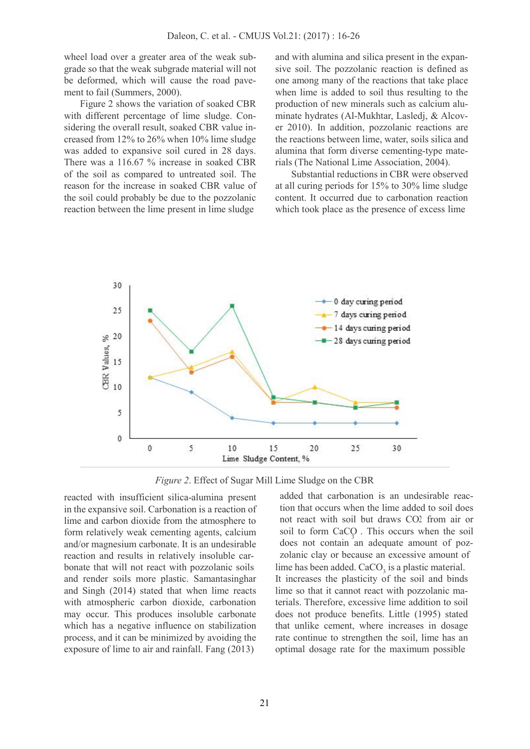wheel load over a greater area of the weak subgrade so that the weak subgrade material will not be deformed, which will cause the road pavement to fail (Summers, 2000).

Figure 2 shows the variation of soaked CBR with different percentage of lime sludge. Considering the overall result, soaked CBR value increased from 12% to 26% when 10% lime sludge was added to expansive soil cured in 28 days. There was a 116.67 % increase in soaked CBR of the soil as compared to untreated soil. The reason for the increase in soaked CBR value of the soil could probably be due to the pozzolanic reaction between the lime present in lime sludge and with alumina and silica present in the expansive soil. The pozzolanic reaction is defined as one among many of the reactions that take place when lime is added to soil thus resulting to the production of new minerals such as calcium aluminate hydrates (Al-Mukhtar, Lasledj, & Alcover 2010). In addition, pozzolanic reactions are the reactions between lime, water, soils silica and alumina that form diverse cementing-type materials (The National Lime Association, 2004).

Substantial reductions in CBR were observed at all curing periods for 15% to 30% lime sludge content. It occurred due to carbonation reaction which took place as the presence of excess lime reacted with insufficient silica-alumina present in the expansive soil. Carbonation is a reaction of lime and carbon dioxide from the atmosphere to form relatively weak cementing agents, calcium and/or magnesium carbonate. It is an undesirable reaction and results in relatively insoluble carbonate that will not react with pozzolanic soils and render soils more plastic. Samantasinghar and Singh (2014) stated that when lime reacts with atmospheric carbon dioxide, carbonation may occur. This produces insoluble carbonate which has a negative influence on stabilization process, and it can be minimized by avoiding the exposure of lime to air and rainfall. Fang (2013) added that carbonation is an undesirable reaction that occurs when the lime added to soil does not react with soil but draws $CO_2$ from air or soil to form $CaCO_3$. This occurs when the soil does not contain an adequate amount of pozzolanic clay or because an excessive amount of lime has been added. $CaCO_3$ is a plastic material. It increases the plasticity of the soil and binds lime so that it cannot react with pozzolanic materials. Therefore, excessive lime addition to soil does not produce benefits. Little (1995) stated that unlike cement, where increases in dosage rate continue to strengthen the soil, lime has an optimal dosage rate for the maximum possible

*Figure 2*. Effect of Sugar Mill Lime Sludge on the CBR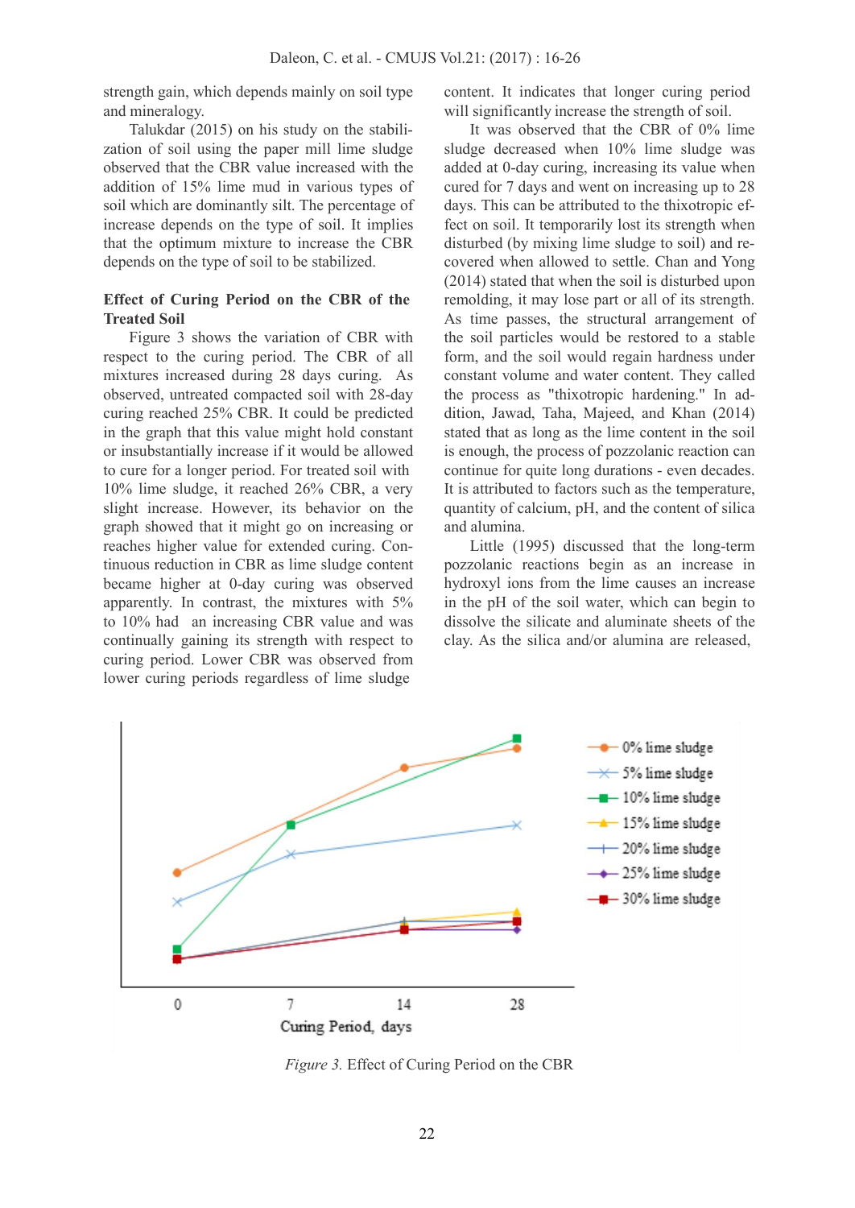strength gain, which depends mainly on soil type and mineralogy.

Talukdar (2015) on his study on the stabilization of soil using the paper mill lime sludge observed that the CBR value increased with the addition of 15% lime mud in various types of soil which are dominantly silt. The percentage of increase depends on the type of soil. It implies that the optimum mixture to increase the CBR depends on the type of soil to be stabilized.

**Effect of Curing Period on the CBR of the Treated Soil**

Figure 3 shows the variation of CBR with respect to the curing period. The CBR of all mixtures increased during 28 days curing. As observed, untreated compacted soil with 28-day curing reached 25% CBR. It could be predicted in the graph that this value might hold constant or insubstantially increase if it would be allowed to cure for a longer period. For treated soil with 10% lime sludge, it reached 26% CBR, a very slight increase. However, its behavior on the graph showed that it might go on increasing or reaches higher value for extended curing. Continuous reduction in CBR as lime sludge content became higher at 0-day curing was observed apparently. In contrast, the mixtures with 5% to 10% had an increasing CBR value and was continually gaining its strength with respect to curing period. Lower CBR was observed from lower curing periods regardless of lime sludge content. It indicates that longer curing period will significantly increase the strength of soil.

It was observed that the CBR of 0% lime sludge decreased when 10% lime sludge was added at 0-day curing, increasing its value when cured for 7 days and went on increasing up to 28 days. This can be attributed to the thixotropic effect on soil. It temporarily lost its strength when disturbed (by mixing lime sludge to soil) and recovered when allowed to settle. Chan and Yong (2014) stated that when the soil is disturbed upon remolding, it may lose part or all of its strength. As time passes, the structural arrangement of the soil particles would be restored to a stable form, and the soil would regain hardness under constant volume and water content. They called the process as "thixotropic hardening." In addition, Jawad, Taha, Majeed, and Khan (2014) stated that as long as the lime content in the soil is enough, the process of pozzolanic reaction can continue for quite long durations - even decades. It is attributed to factors such as the temperature, quantity of calcium, pH, and the content of silica and alumina.

Little (1995) discussed that the long-term pozzolanic reactions begin as an increase in hydroxyl ions from the lime causes an increase in the pH of the soil water, which can begin to dissolve the silicate and aluminate sheets of the clay. As the silica and/or alumina are released,

*Figure 3.* Effect of Curing Period on the CBR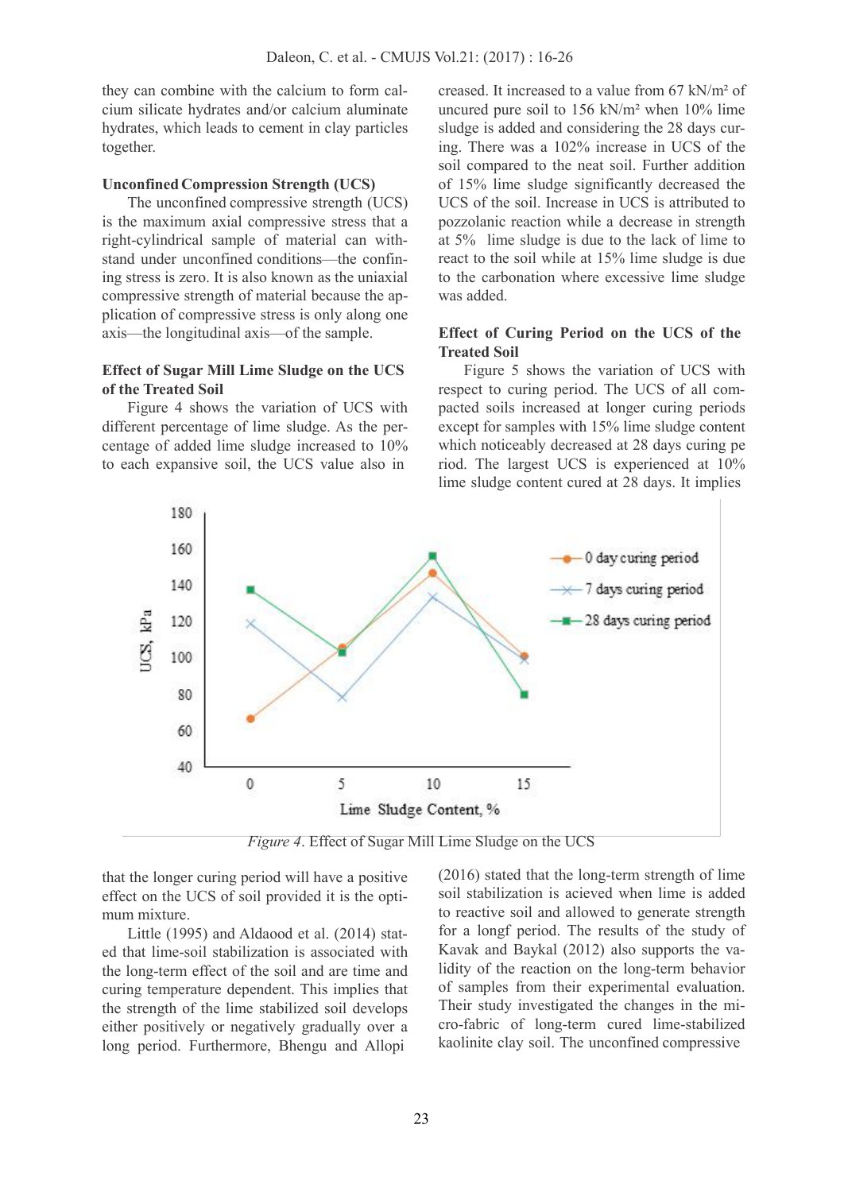they can combine with the calcium to form calcium silicate hydrates and/or calcium aluminate hydrates, which leads to cement in clay particles together.

**Unconfined Compression Strength (UCS)**

The unconfined compressive strength (UCS) is the maximum axial compressive stress that a right-cylindrical sample of material can withstand under unconfined conditions—the confining stress is zero. It is also known as the uniaxial compressive strength of material because the application of compressive stress is only along one axis—the longitudinal axis—of the sample.

**Effect of Sugar Mill Lime Sludge on the UCS of the Treated Soil**

Figure 4 shows the variation of UCS with different percentage of lime sludge. As the percentage of added lime sludge increased to 10% to each expansive soil, the UCS value also increased. It increased to a value from 67 kN/m² of uncured pure soil to 156 kN/m² when 10% lime sludge is added and considering the 28 days curing. There was a 102% increase in UCS of the soil compared to the neat soil. Further addition of 15% lime sludge significantly decreased the UCS of the soil. Increase in UCS is attributed to pozzolanic reaction while a decrease in strength at 5% lime sludge is due to the lack of lime to react to the soil while at 15% lime sludge is due to the carbonation where excessive lime sludge was added.

**Effect of Curing Period on the UCS of the Treated Soil**

Figure 5 shows the variation of UCS with respect to curing period. The UCS of all compacted soils increased at longer curing periods except for samples with 15% lime sludge content which noticeably decreased at 28 days curing period. The largest UCS is experienced at 10% lime sludge content cured at 28 days. It implies that the longer curing period will have a positive effect on the UCS of soil provided it is the optimum mixture.

*Figure 4*. Effect of Sugar Mill Lime Sludge on the UCS

Little (1995) and Aldaood et al. (2014) stated that lime-soil stabilization is associated with the long-term effect of the soil and are time and curing temperature dependent. This implies that the strength of the lime stabilized soil develops either positively or negatively gradually over a long period. Furthermore, Bhengu and Allopi (2016) stated that the long-term strength of lime soil stabilization is acieved when lime is added to reactive soil and allowed to generate strength for a longf period. The results of the study of Kavak and Baykal (2012) also supports the validity of the reaction on the long-term behavior of samples from their experimental evaluation. Their study investigated the changes in the micro-fabric of long-term cured lime-stabilized kaolinite clay soil. The unconfined compressive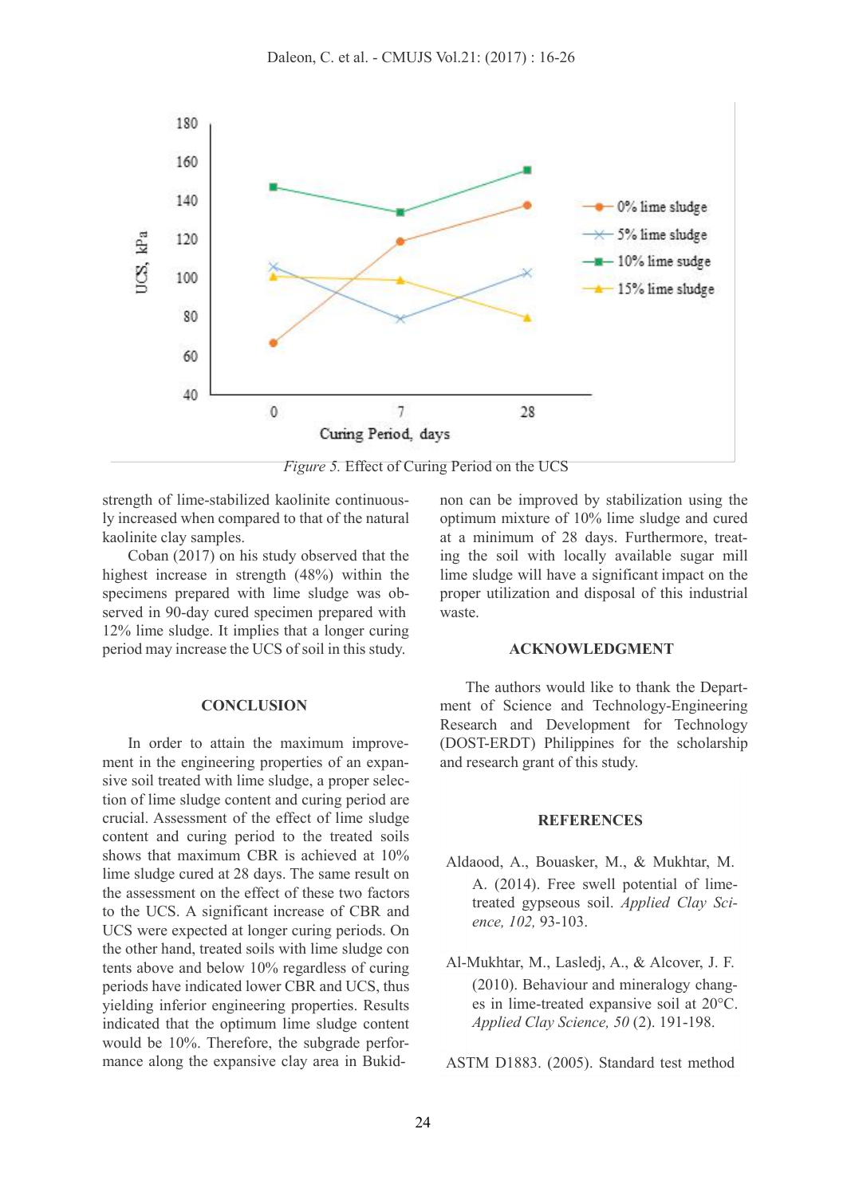*Figure 5.* Effect of Curing Period on the UCS

strength of lime-stabilized kaolinite continuously increased when compared to that of the natural kaolinite clay samples.

Coban (2017) on his study observed that the highest increase in strength (48%) within the specimens prepared with lime sludge was observed in 90-day cured specimen prepared with 12% lime sludge. It implies that a longer curing period may increase the UCS of soil in this study.

## CONCLUSION

In order to attain the maximum improvement in the engineering properties of an expansive soil treated with lime sludge, a proper selection of lime sludge content and curing period are crucial. Assessment of the effect of lime sludge content and curing period to the treated soils shows that maximum CBR is achieved at 10% lime sludge cured at 28 days. The same result on the assessment on the effect of these two factors to the UCS. A significant increase of CBR and UCS were expected at longer curing periods. On the other hand, treated soils with lime sludge con tents above and below 10% regardless of curing periods have indicated lower CBR and UCS, thus yielding inferior engineering properties. Results indicated that the optimum lime sludge content would be 10%. Therefore, the subgrade performance along the expansive clay area in Bukidnon can be improved by stabilization using the optimum mixture of 10% lime sludge and cured at a minimum of 28 days. Furthermore, treating the soil with locally available sugar mill lime sludge will have a significant impact on the proper utilization and disposal of this industrial waste.

## ACKNOWLEDGMENT

The authors would like to thank the Department of Science and Technology-Engineering Research and Development for Technology (DOST-ERDT) Philippines for the scholarship and research grant of this study.

## REFERENCES

Aldaood, A., Bouasker, M., & Mukhtar, M. A. (2014). Free swell potential of lime-treated gypseous soil. *Applied Clay Science, 102,* 93-103.

Al-Mukhtar, M., Lasledj, A., & Alcover, J. F. (2010). Behaviour and mineralogy changes in lime-treated expansive soil at 20°C. *Applied Clay Science, 50* (2). 191-198.

ASTM D1883. (2005). Standard test method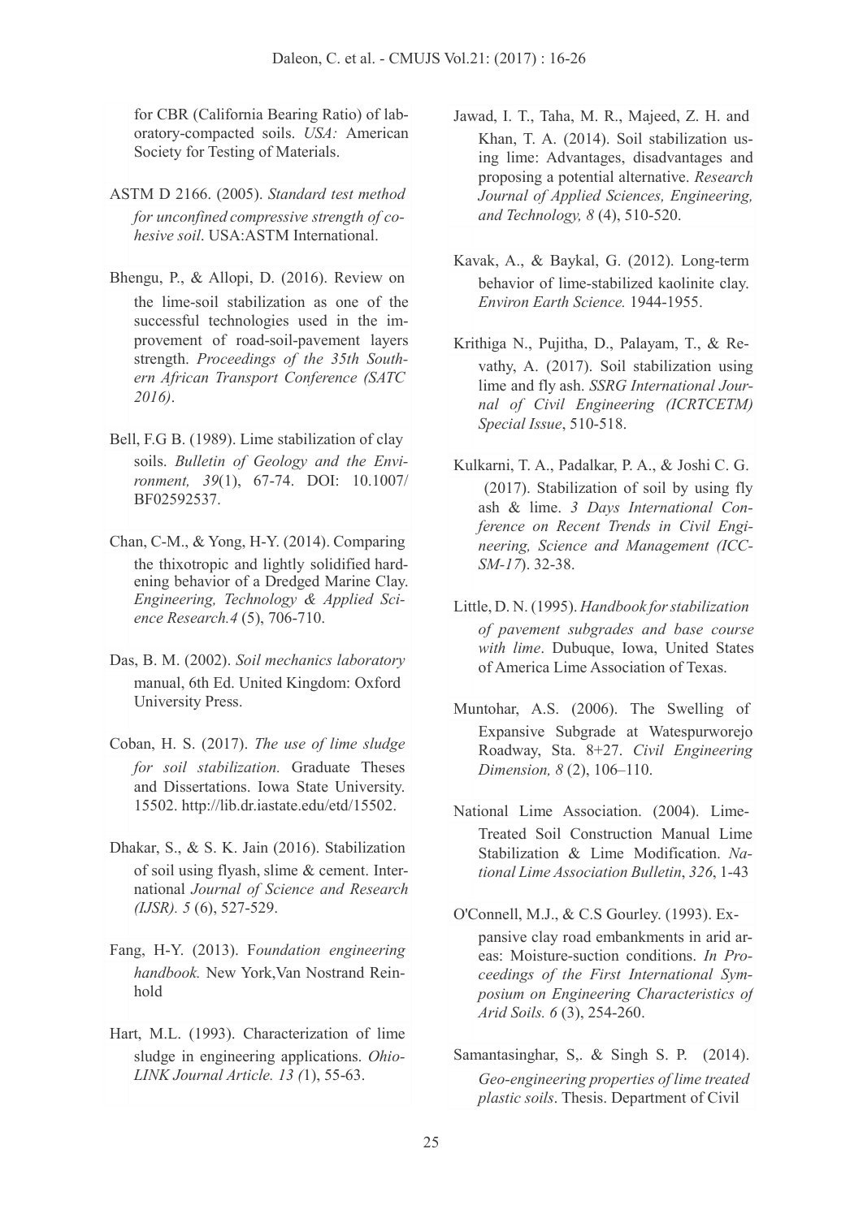for CBR (California Bearing Ratio) of laboratory-compacted soils. *USA:* American Society for Testing of Materials.

ASTM D 2166. (2005). *Standard test method for unconfined compressive strength of cohesive soil*. USA:ASTM International.

Bhengu, P., & Allopi, D. (2016). Review on the lime-soil stabilization as one of the successful technologies used in the improvement of road-soil-pavement layers strength. *Proceedings of the 35th Southern African Transport Conference (SATC 2016)*.

Bell, F.G B. (1989). Lime stabilization of clay soils. *Bulletin of Geology and the Environment, 39*(1), 67-74. DOI: 10.1007/BF02592537.

Chan, C-M., & Yong, H-Y. (2014). Comparing the thixotropic and lightly solidified hardening behavior of a Dredged Marine Clay. *Engineering, Technology & Applied Science Research.4* (5), 706-710.

Das, B. M. (2002). *Soil mechanics laboratory* manual, 6th Ed. United Kingdom: Oxford University Press.

Coban, H. S. (2017). *The use of lime sludge for soil stabilization.* Graduate Theses and Dissertations. Iowa State University. 15502. http://lib.dr.iastate.edu/etd/15502.

Dhakar, S., & S. K. Jain (2016). Stabilization of soil using flyash, slime & cement. International *Journal of Science and Research (IJSR). 5* (6), 527-529.

Fang, H-Y. (2013). F*oundation engineering handbook.* New York,Van Nostrand Reinhold

Hart, M.L. (1993). Characterization of lime sludge in engineering applications. *Ohio-LINK Journal Article. 13 (*1), 55-63.

Jawad, I. T., Taha, M. R., Majeed, Z. H. and Khan, T. A. (2014). Soil stabilization using lime: Advantages, disadvantages and proposing a potential alternative. *Research Journal of Applied Sciences, Engineering, and Technology, 8* (4), 510-520.

Kavak, A., & Baykal, G. (2012). Long-term behavior of lime-stabilized kaolinite clay. *Environ Earth Science.* 1944-1955.

Krithiga N., Pujitha, D., Palayam, T., & Revathy, A. (2017). Soil stabilization using lime and fly ash. *SSRG International Journal of Civil Engineering (ICRTCETM) Special Issue*, 510-518.

Kulkarni, T. A., Padalkar, P. A., & Joshi C. G. (2017). Stabilization of soil by using fly ash & lime. *3 Days International Conference on Recent Trends in Civil Engineering, Science and Management (ICCSM-17*). 32-38.

Little, D. N. (1995). *Handbook for stabilization of pavement subgrades and base course with lime*. Dubuque, Iowa, United States of America Lime Association of Texas.

Muntohar, A.S. (2006). The Swelling of Expansive Subgrade at Watespurworejo Roadway, Sta. 8+27. *Civil Engineering Dimension, 8* (2), 106–110.

National Lime Association. (2004). Lime-Treated Soil Construction Manual Lime Stabilization & Lime Modification. *National Lime Association Bulletin*, *326*, 1-43

O'Connell, M.J., & C.S Gourley. (1993). Expansive clay road embankments in arid areas: Moisture-suction conditions. *In Proceedings of the First International Symposium on Engineering Characteristics of Arid Soils. 6* (3), 254-260.

Samantasinghar, S,. & Singh S. P. (2014). *Geo-engineering properties of lime treated plastic soils*. Thesis. Department of Civil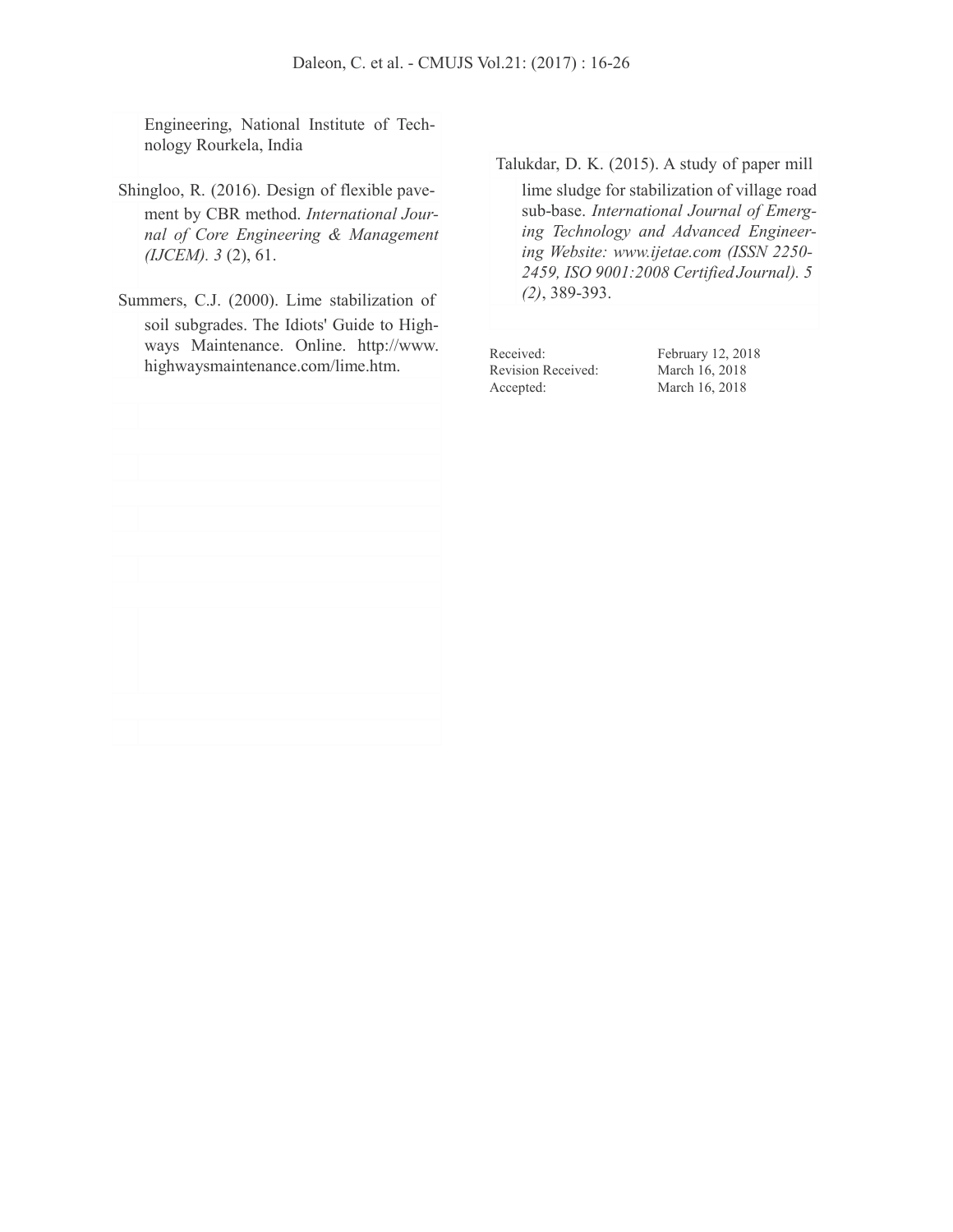Engineering, National Institute of Technology Rourkela, India

Shingloo, R. (2016). Design of flexible pavement by CBR method. *International Journal of Core Engineering & Management (IJCEM). 3* (2), 61.

Summers, C.J. (2000). Lime stabilization of soil subgrades. The Idiots' Guide to Highways Maintenance. Online. http://www.highwaysmaintenance.com/lime.htm.

Talukdar, D. K. (2015). A study of paper mill lime sludge for stabilization of village road sub-base. *International Journal of Emerging Technology and Advanced Engineering Website: www.ijetae.com (ISSN 2250-2459, ISO 9001:2008 Certified Journal). 5 (2)*, 389-393.

| | |
|---|---|
| Received: | February 12, 2018 |
| Revision Received: | March 16, 2018 |
| Accepted: | March 16, 2018 |